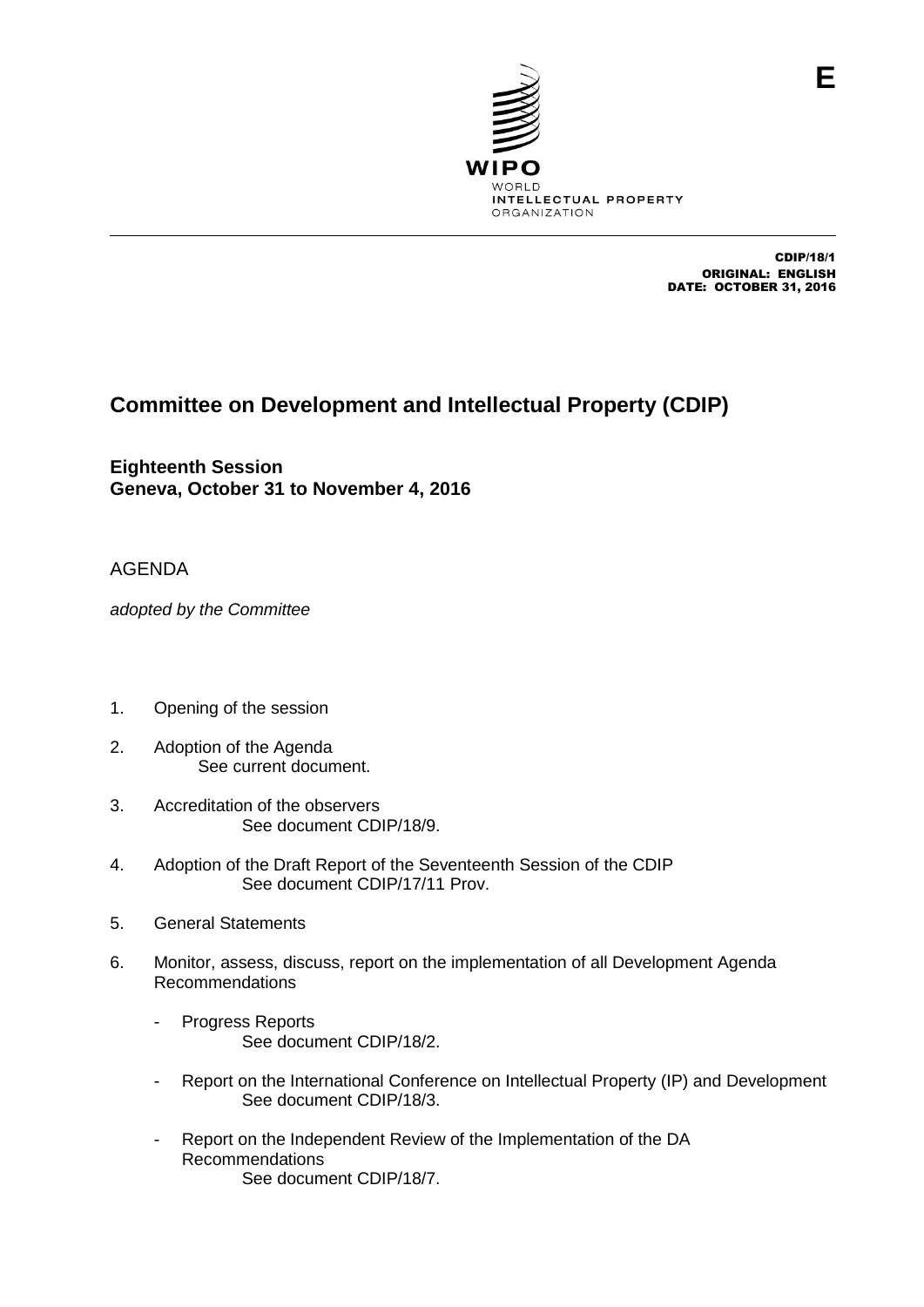E

WIPO
WORLD
INTELLECTUAL PROPERTY
ORGANIZATION

CDIP/18/1
ORIGINAL: ENGLISH
DATE: OCTOBER 31, 2016

# Committee on Development and Intellectual Property (CDIP)

**Eighteenth Session**
**Geneva, October 31 to November 4, 2016**

## AGENDA

*adopted by the Committee*

1. Opening of the session

2. Adoption of the Agenda
   See current document.

3. Accreditation of the observers
   See document CDIP/18/9.

4. Adoption of the Draft Report of the Seventeenth Session of the CDIP
   See document CDIP/17/11 Prov.

5. General Statements

6. Monitor, assess, discuss, report on the implementation of all Development Agenda Recommendations

   - Progress Reports
     See document CDIP/18/2.

   - Report on the International Conference on Intellectual Property (IP) and Development
     See document CDIP/18/3.

   - Report on the Independent Review of the Implementation of the DA Recommendations
     See document CDIP/18/7.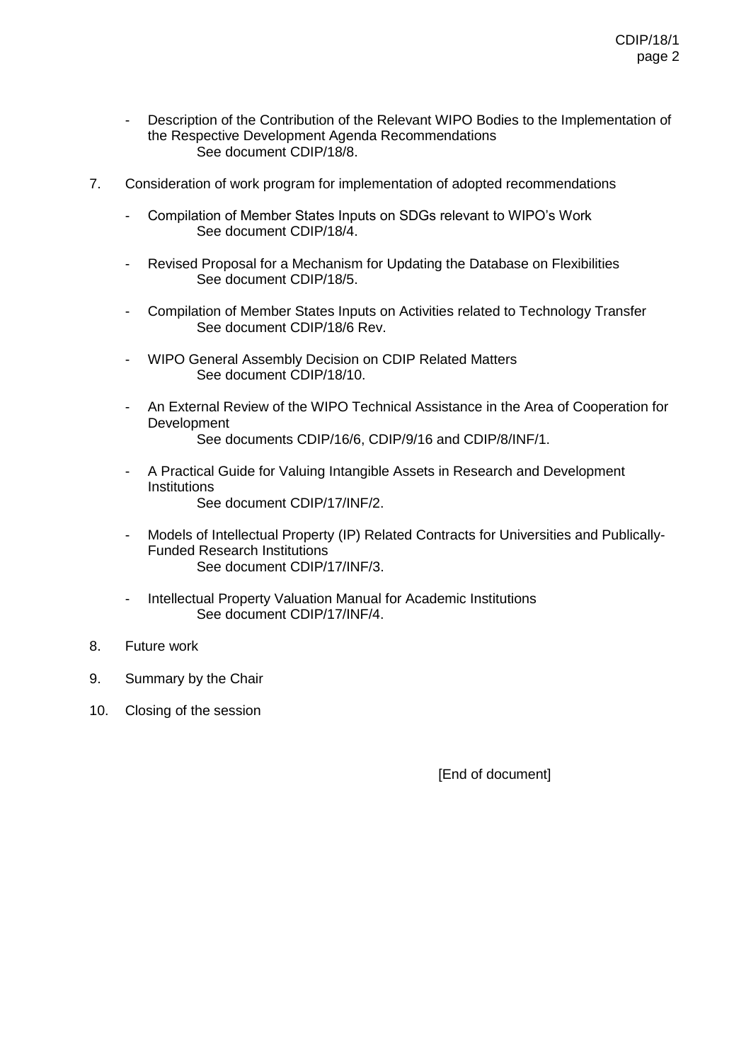- Description of the Contribution of the Relevant WIPO Bodies to the Implementation of the Respective Development Agenda Recommendations
  See document CDIP/18/8.

7. Consideration of work program for implementation of adopted recommendations

   - Compilation of Member States Inputs on SDGs relevant to WIPO's Work
     See document CDIP/18/4.

   - Revised Proposal for a Mechanism for Updating the Database on Flexibilities
     See document CDIP/18/5.

   - Compilation of Member States Inputs on Activities related to Technology Transfer
     See document CDIP/18/6 Rev.

   - WIPO General Assembly Decision on CDIP Related Matters
     See document CDIP/18/10.

   - An External Review of the WIPO Technical Assistance in the Area of Cooperation for Development
     See documents CDIP/16/6, CDIP/9/16 and CDIP/8/INF/1.

   - A Practical Guide for Valuing Intangible Assets in Research and Development Institutions
     See document CDIP/17/INF/2.

   - Models of Intellectual Property (IP) Related Contracts for Universities and Publically-Funded Research Institutions
     See document CDIP/17/INF/3.

   - Intellectual Property Valuation Manual for Academic Institutions
     See document CDIP/17/INF/4.

8. Future work

9. Summary by the Chair

10. Closing of the session

[End of document]